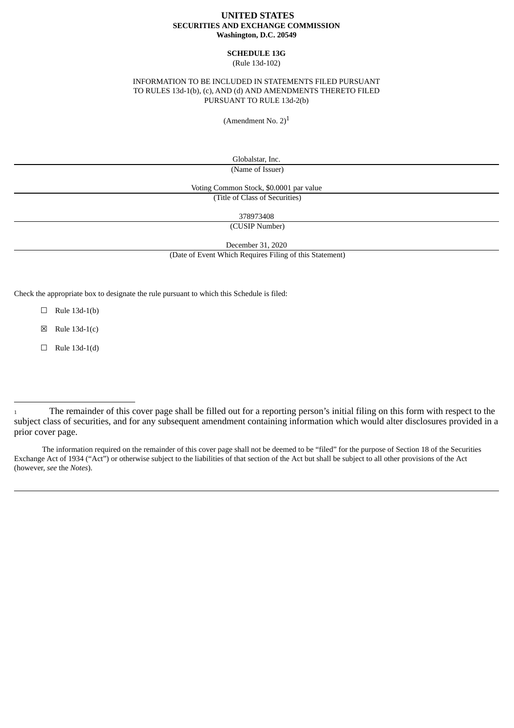**UNITED STATES**
**SECURITIES AND EXCHANGE COMMISSION**
**Washington, D.C. 20549**

**SCHEDULE 13G**
(Rule 13d-102)

INFORMATION TO BE INCLUDED IN STATEMENTS FILED PURSUANT TO RULES 13d-1(b), (c), AND (d) AND AMENDMENTS THERETO FILED PURSUANT TO RULE 13d-2(b)

(Amendment No. 2)[1]

Globalstar, Inc.

(Name of Issuer)

Voting Common Stock, $0.0001 par value

(Title of Class of Securities)

378973408

(CUSIP Number)

December 31, 2020

(Date of Event Which Requires Filing of this Statement)

Check the appropriate box to designate the rule pursuant to which this Schedule is filed:

☐ Rule 13d-1(b)

☒ Rule 13d-1(c)

☐ Rule 13d-1(d)

---

[1] The remainder of this cover page shall be filled out for a reporting person's initial filing on this form with respect to the subject class of securities, and for any subsequent amendment containing information which would alter disclosures provided in a prior cover page.

The information required on the remainder of this cover page shall not be deemed to be "filed" for the purpose of Section 18 of the Securities Exchange Act of 1934 ("Act") or otherwise subject to the liabilities of that section of the Act but shall be subject to all other provisions of the Act (however, *see* the *Notes*).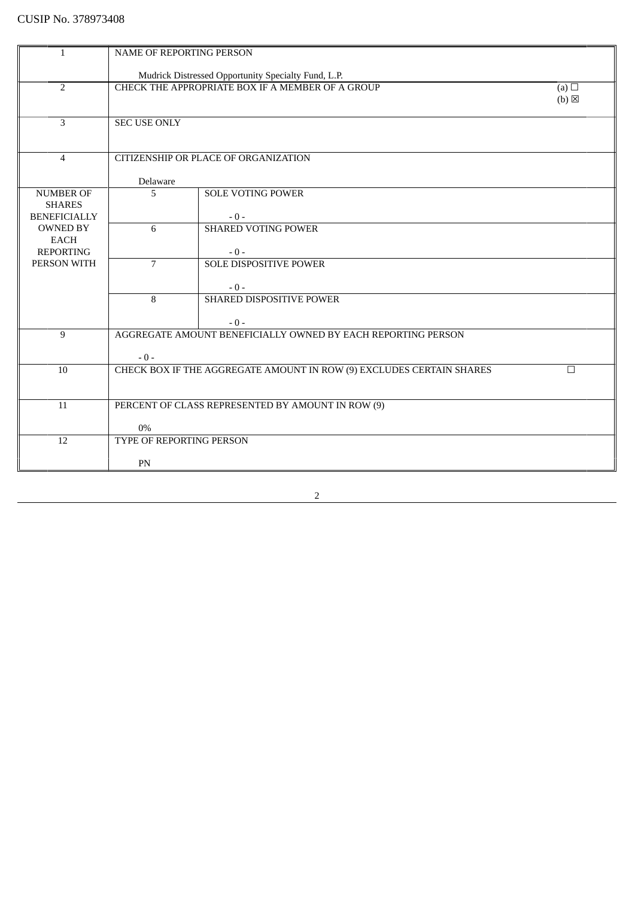CUSIP No. 378973408

| | | | |
|---|---|---|---|
| 1 | NAME OF REPORTING PERSON<br><br>Mudrick Distressed Opportunity Specialty Fund, L.P. | | |
| 2 | CHECK THE APPROPRIATE BOX IF A MEMBER OF A GROUP | | (a) ☐<br>(b) ☒ |
| 3 | SEC USE ONLY | | |
| 4 | CITIZENSHIP OR PLACE OF ORGANIZATION<br><br>Delaware | | |
| NUMBER OF SHARES BENEFICIALLY OWNED BY EACH REPORTING PERSON WITH | 5 | SOLE VOTING POWER<br><br>- 0 - | |
| | 6 | SHARED VOTING POWER<br><br>- 0 - | |
| | 7 | SOLE DISPOSITIVE POWER<br><br>- 0 - | |
| | 8 | SHARED DISPOSITIVE POWER<br><br>- 0 - | |
| 9 | AGGREGATE AMOUNT BENEFICIALLY OWNED BY EACH REPORTING PERSON<br><br>- 0 - | | |
| 10 | CHECK BOX IF THE AGGREGATE AMOUNT IN ROW (9) EXCLUDES CERTAIN SHARES | | ☐ |
| 11 | PERCENT OF CLASS REPRESENTED BY AMOUNT IN ROW (9)<br><br>0% | | |
| 12 | TYPE OF REPORTING PERSON<br><br>PN | | |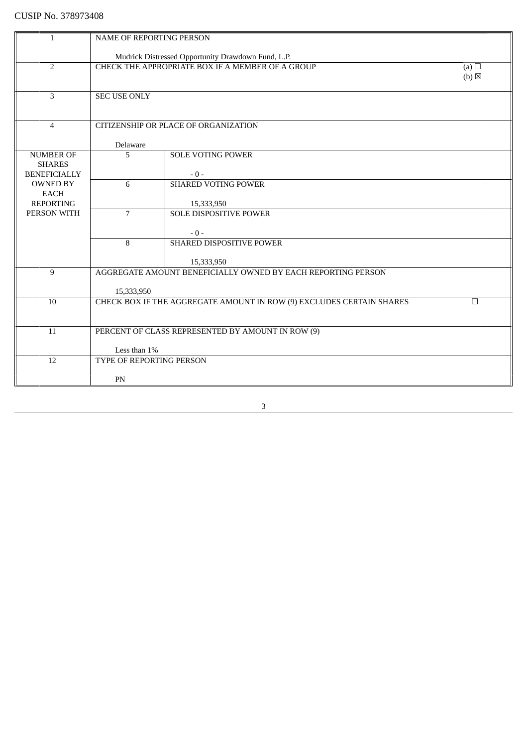CUSIP No. 378973408

| 1 | NAME OF REPORTING PERSON<br><br>Mudrick Distressed Opportunity Drawdown Fund, L.P. | | |
|---|---|---|---|
| 2 | CHECK THE APPROPRIATE BOX IF A MEMBER OF A GROUP | | (a) ☐<br>(b) ☒ |
| 3 | SEC USE ONLY | | |
| 4 | CITIZENSHIP OR PLACE OF ORGANIZATION<br><br>Delaware | | |
| NUMBER OF SHARES BENEFICIALLY OWNED BY EACH REPORTING PERSON WITH | 5 | SOLE VOTING POWER<br><br>- 0 - | |
| | 6 | SHARED VOTING POWER<br><br>15,333,950 | |
| | 7 | SOLE DISPOSITIVE POWER<br><br>- 0 - | |
| | 8 | SHARED DISPOSITIVE POWER<br><br>15,333,950 | |
| 9 | AGGREGATE AMOUNT BENEFICIALLY OWNED BY EACH REPORTING PERSON<br><br>15,333,950 | | |
| 10 | CHECK BOX IF THE AGGREGATE AMOUNT IN ROW (9) EXCLUDES CERTAIN SHARES | | ☐ |
| 11 | PERCENT OF CLASS REPRESENTED BY AMOUNT IN ROW (9)<br><br>Less than 1% | | |
| 12 | TYPE OF REPORTING PERSON<br><br>PN | | |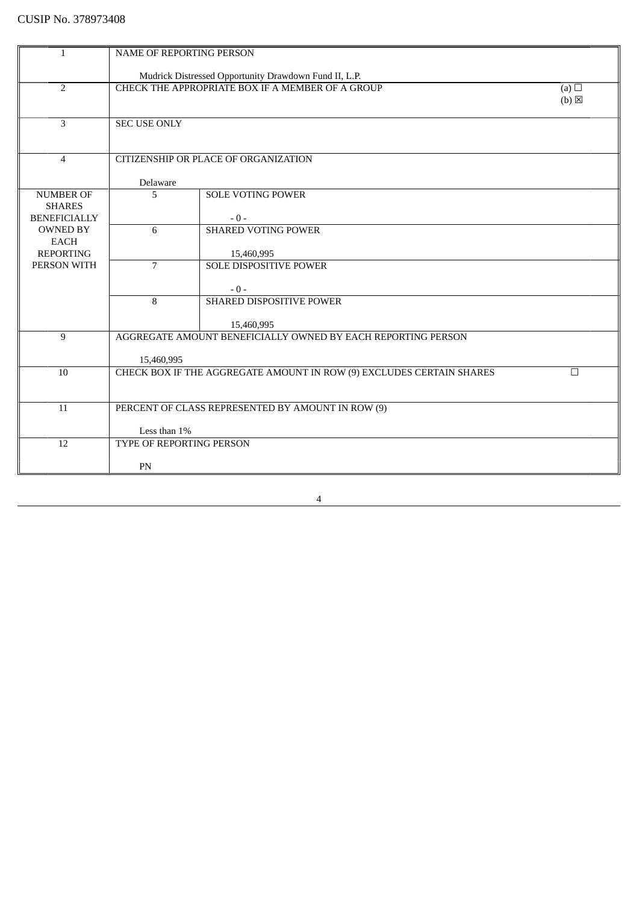CUSIP No. 378973408

| | | | |
|---|---|---|---|
| 1 | NAME OF REPORTING PERSON<br><br>Mudrick Distressed Opportunity Drawdown Fund II, L.P. | | |
| 2 | CHECK THE APPROPRIATE BOX IF A MEMBER OF A GROUP | | (a) ☐<br>(b) ☒ |
| 3 | SEC USE ONLY | | |
| 4 | CITIZENSHIP OR PLACE OF ORGANIZATION<br><br>Delaware | | |
| NUMBER OF SHARES BENEFICIALLY OWNED BY EACH REPORTING PERSON WITH | 5 | SOLE VOTING POWER<br><br>- 0 - | |
| | 6 | SHARED VOTING POWER<br><br>15,460,995 | |
| | 7 | SOLE DISPOSITIVE POWER<br><br>- 0 - | |
| | 8 | SHARED DISPOSITIVE POWER<br><br>15,460,995 | |
| 9 | AGGREGATE AMOUNT BENEFICIALLY OWNED BY EACH REPORTING PERSON<br><br>15,460,995 | | |
| 10 | CHECK BOX IF THE AGGREGATE AMOUNT IN ROW (9) EXCLUDES CERTAIN SHARES | | ☐ |
| 11 | PERCENT OF CLASS REPRESENTED BY AMOUNT IN ROW (9)<br><br>Less than 1% | | |
| 12 | TYPE OF REPORTING PERSON<br><br>PN | | |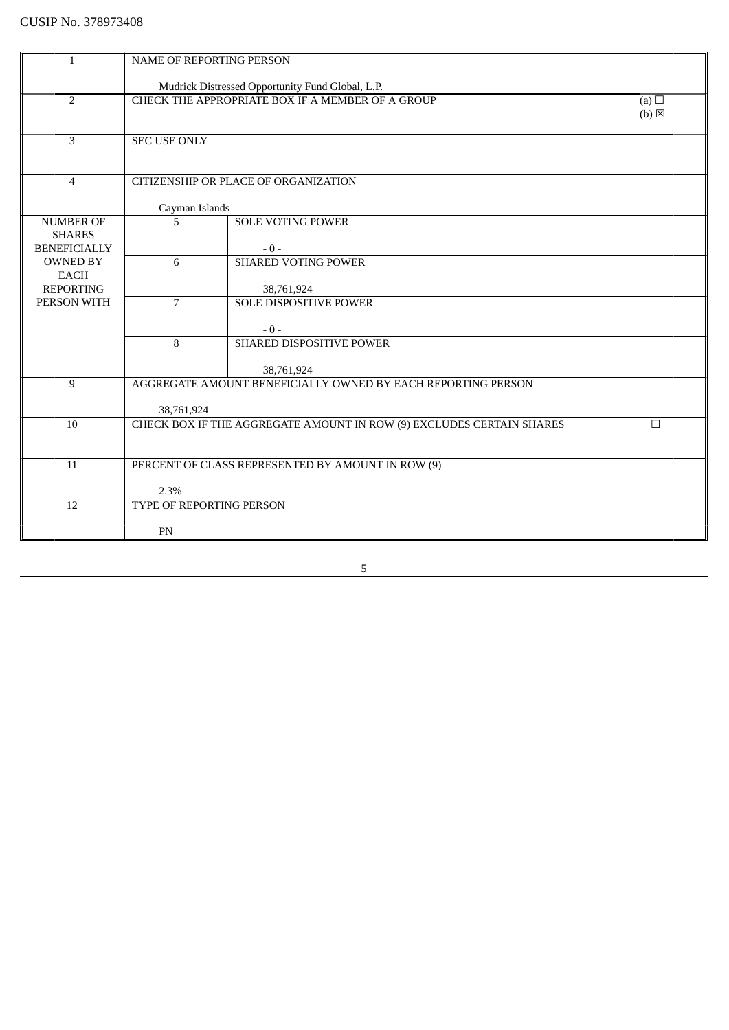CUSIP No. 378973408

| | | | |
|---|---|---|---|
| 1 | NAME OF REPORTING PERSON<br><br>Mudrick Distressed Opportunity Fund Global, L.P. | | |
| 2 | CHECK THE APPROPRIATE BOX IF A MEMBER OF A GROUP | | (a) ☐<br>(b) ☒ |
| 3 | SEC USE ONLY | | |
| 4 | CITIZENSHIP OR PLACE OF ORGANIZATION<br><br>Cayman Islands | | |
| NUMBER OF SHARES BENEFICIALLY OWNED BY EACH REPORTING PERSON WITH | 5 | SOLE VOTING POWER<br><br>- 0 - | |
| | 6 | SHARED VOTING POWER<br><br>38,761,924 | |
| | 7 | SOLE DISPOSITIVE POWER<br><br>- 0 - | |
| | 8 | SHARED DISPOSITIVE POWER<br><br>38,761,924 | |
| 9 | AGGREGATE AMOUNT BENEFICIALLY OWNED BY EACH REPORTING PERSON<br><br>38,761,924 | | |
| 10 | CHECK BOX IF THE AGGREGATE AMOUNT IN ROW (9) EXCLUDES CERTAIN SHARES | | ☐ |
| 11 | PERCENT OF CLASS REPRESENTED BY AMOUNT IN ROW (9)<br><br>2.3% | | |
| 12 | TYPE OF REPORTING PERSON<br><br>PN | | |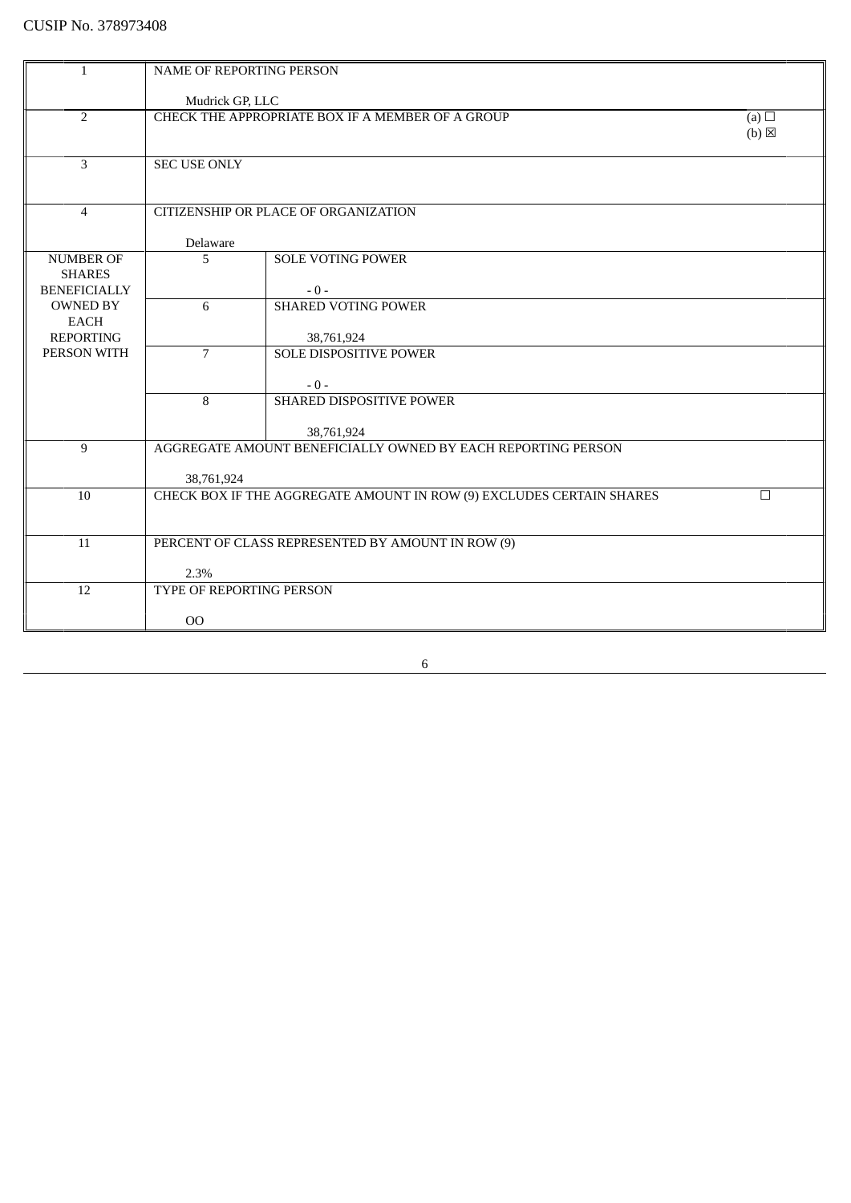CUSIP No. 378973408

| 1 | NAME OF REPORTING PERSON<br><br>Mudrick GP, LLC | | |
|---|---|---|---|
| 2 | CHECK THE APPROPRIATE BOX IF A MEMBER OF A GROUP | | (a) ☐<br>(b) ☒ |
| 3 | SEC USE ONLY | | |
| 4 | CITIZENSHIP OR PLACE OF ORGANIZATION<br><br>Delaware | | |
| NUMBER OF SHARES BENEFICIALLY OWNED BY EACH REPORTING PERSON WITH | 5 | SOLE VOTING POWER<br><br>- 0 - | |
| | 6 | SHARED VOTING POWER<br><br>38,761,924 | |
| | 7 | SOLE DISPOSITIVE POWER<br><br>- 0 - | |
| | 8 | SHARED DISPOSITIVE POWER<br><br>38,761,924 | |
| 9 | AGGREGATE AMOUNT BENEFICIALLY OWNED BY EACH REPORTING PERSON<br><br>38,761,924 | | |
| 10 | CHECK BOX IF THE AGGREGATE AMOUNT IN ROW (9) EXCLUDES CERTAIN SHARES | | ☐ |
| 11 | PERCENT OF CLASS REPRESENTED BY AMOUNT IN ROW (9)<br><br>2.3% | | |
| 12 | TYPE OF REPORTING PERSON<br><br>OO | | |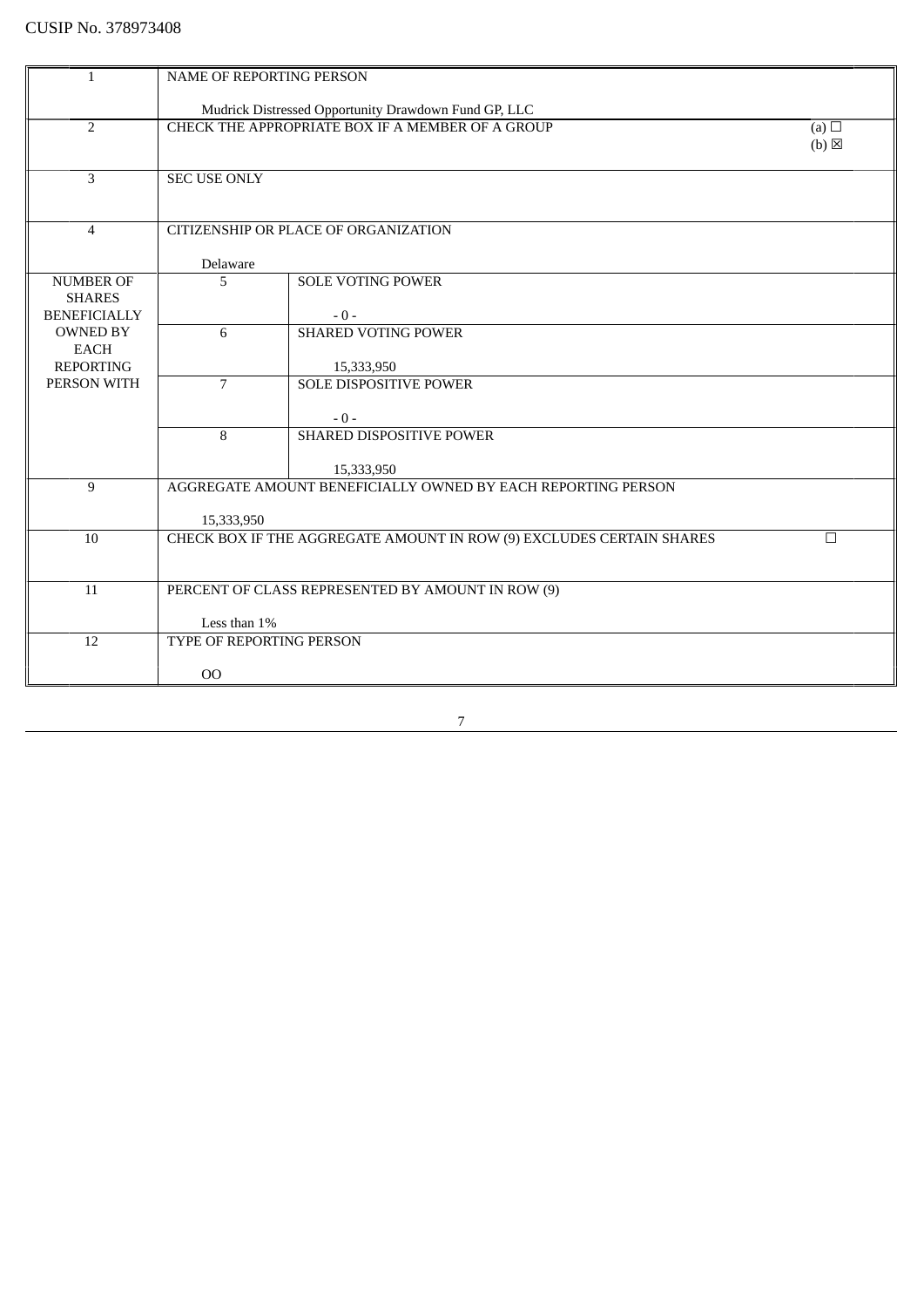CUSIP No. 378973408

| | | | |
|---|---|---|---|
| 1 | NAME OF REPORTING PERSON<br><br>Mudrick Distressed Opportunity Drawdown Fund GP, LLC | | |
| 2 | CHECK THE APPROPRIATE BOX IF A MEMBER OF A GROUP | | (a) ☐<br>(b) ☒ |
| 3 | SEC USE ONLY | | |
| 4 | CITIZENSHIP OR PLACE OF ORGANIZATION<br><br>Delaware | | |
| NUMBER OF SHARES BENEFICIALLY OWNED BY EACH REPORTING PERSON WITH | 5 | SOLE VOTING POWER<br><br>- 0 - | |
| | 6 | SHARED VOTING POWER<br><br>15,333,950 | |
| | 7 | SOLE DISPOSITIVE POWER<br><br>- 0 - | |
| | 8 | SHARED DISPOSITIVE POWER<br><br>15,333,950 | |
| 9 | AGGREGATE AMOUNT BENEFICIALLY OWNED BY EACH REPORTING PERSON<br><br>15,333,950 | | |
| 10 | CHECK BOX IF THE AGGREGATE AMOUNT IN ROW (9) EXCLUDES CERTAIN SHARES | | ☐ |
| 11 | PERCENT OF CLASS REPRESENTED BY AMOUNT IN ROW (9)<br><br>Less than 1% | | |
| 12 | TYPE OF REPORTING PERSON<br><br>OO | | |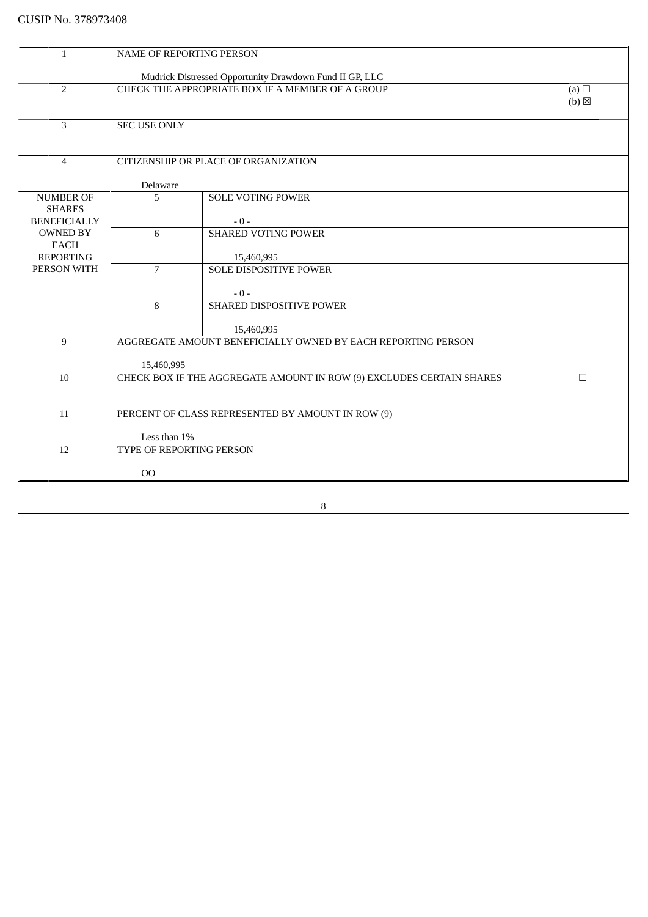CUSIP No. 378973408

| | | | |
|---|---|---|---|
| 1 | NAME OF REPORTING PERSON<br><br>Mudrick Distressed Opportunity Drawdown Fund II GP, LLC | | |
| 2 | CHECK THE APPROPRIATE BOX IF A MEMBER OF A GROUP | | (a) ☐<br>(b) ☒ |
| 3 | SEC USE ONLY | | |
| 4 | CITIZENSHIP OR PLACE OF ORGANIZATION<br><br>Delaware | | |
| NUMBER OF SHARES BENEFICIALLY OWNED BY EACH REPORTING PERSON WITH | 5 | SOLE VOTING POWER<br><br>- 0 - | |
| | 6 | SHARED VOTING POWER<br><br>15,460,995 | |
| | 7 | SOLE DISPOSITIVE POWER<br><br>- 0 - | |
| | 8 | SHARED DISPOSITIVE POWER<br><br>15,460,995 | |
| 9 | AGGREGATE AMOUNT BENEFICIALLY OWNED BY EACH REPORTING PERSON<br><br>15,460,995 | | |
| 10 | CHECK BOX IF THE AGGREGATE AMOUNT IN ROW (9) EXCLUDES CERTAIN SHARES | | ☐ |
| 11 | PERCENT OF CLASS REPRESENTED BY AMOUNT IN ROW (9)<br><br>Less than 1% | | |
| 12 | TYPE OF REPORTING PERSON<br><br>OO | | |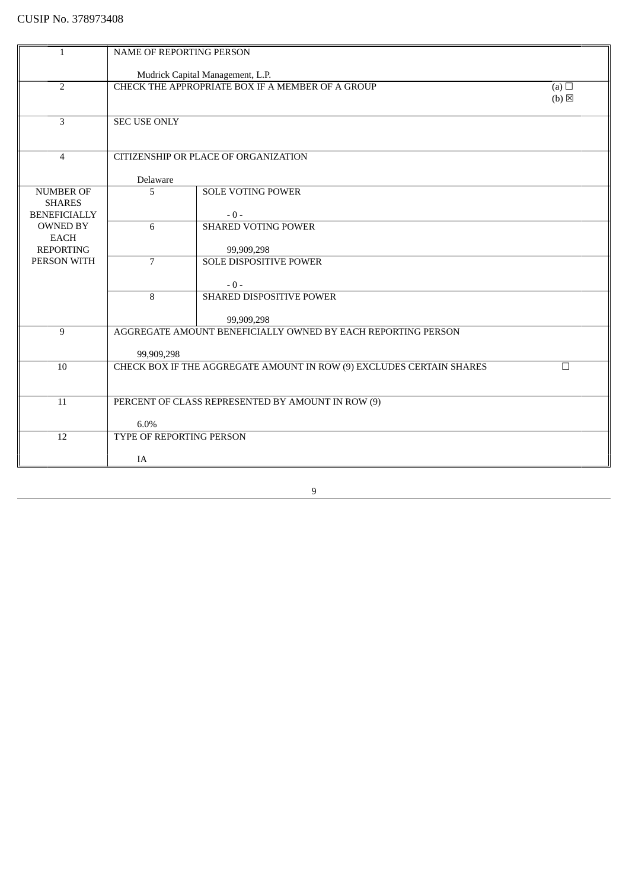CUSIP No. 378973408

| | | | |
|---|---|---|---|
| 1 | NAME OF REPORTING PERSON<br><br>Mudrick Capital Management, L.P. | | |
| 2 | CHECK THE APPROPRIATE BOX IF A MEMBER OF A GROUP | | (a) ☐<br>(b) ☒ |
| 3 | SEC USE ONLY | | |
| 4 | CITIZENSHIP OR PLACE OF ORGANIZATION<br><br>Delaware | | |
| NUMBER OF SHARES BENEFICIALLY OWNED BY EACH REPORTING PERSON WITH | 5 | SOLE VOTING POWER<br><br>- 0 - | |
| | 6 | SHARED VOTING POWER<br><br>99,909,298 | |
| | 7 | SOLE DISPOSITIVE POWER<br><br>- 0 - | |
| | 8 | SHARED DISPOSITIVE POWER<br><br>99,909,298 | |
| 9 | AGGREGATE AMOUNT BENEFICIALLY OWNED BY EACH REPORTING PERSON<br><br>99,909,298 | | |
| 10 | CHECK BOX IF THE AGGREGATE AMOUNT IN ROW (9) EXCLUDES CERTAIN SHARES | | ☐ |
| 11 | PERCENT OF CLASS REPRESENTED BY AMOUNT IN ROW (9)<br><br>6.0% | | |
| 12 | TYPE OF REPORTING PERSON<br><br>IA | | |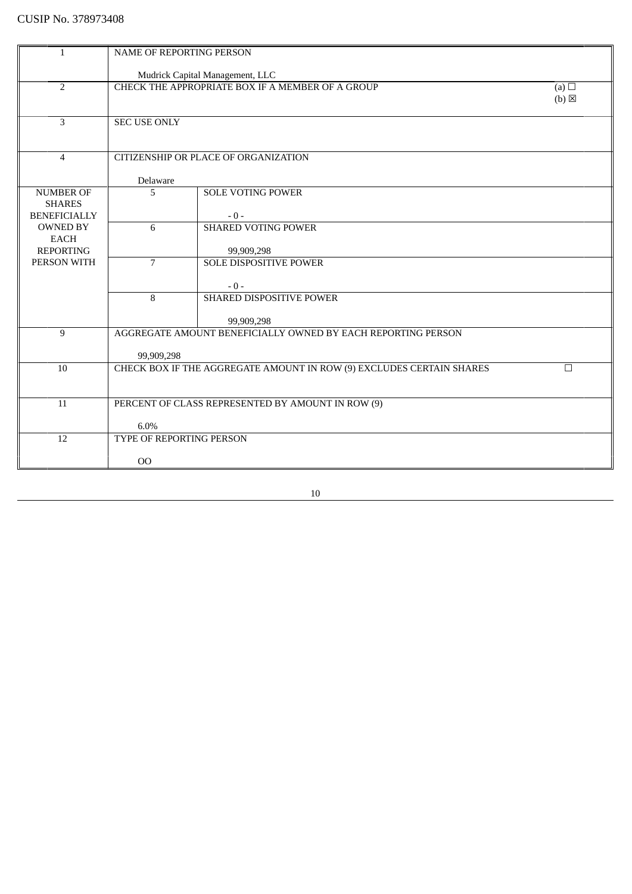CUSIP No. 378973408

| | | | |
|---|---|---|---|
| 1 | NAME OF REPORTING PERSON<br><br>Mudrick Capital Management, LLC | | |
| 2 | CHECK THE APPROPRIATE BOX IF A MEMBER OF A GROUP | | (a) ☐<br>(b) ☒ |
| 3 | SEC USE ONLY | | |
| 4 | CITIZENSHIP OR PLACE OF ORGANIZATION<br><br>Delaware | | |
| NUMBER OF SHARES BENEFICIALLY OWNED BY EACH REPORTING PERSON WITH | 5 | SOLE VOTING POWER<br><br>- 0 - | |
| | 6 | SHARED VOTING POWER<br><br>99,909,298 | |
| | 7 | SOLE DISPOSITIVE POWER<br><br>- 0 - | |
| | 8 | SHARED DISPOSITIVE POWER<br><br>99,909,298 | |
| 9 | AGGREGATE AMOUNT BENEFICIALLY OWNED BY EACH REPORTING PERSON<br><br>99,909,298 | | |
| 10 | CHECK BOX IF THE AGGREGATE AMOUNT IN ROW (9) EXCLUDES CERTAIN SHARES | | ☐ |
| 11 | PERCENT OF CLASS REPRESENTED BY AMOUNT IN ROW (9)<br><br>6.0% | | |
| 12 | TYPE OF REPORTING PERSON<br><br>OO | | |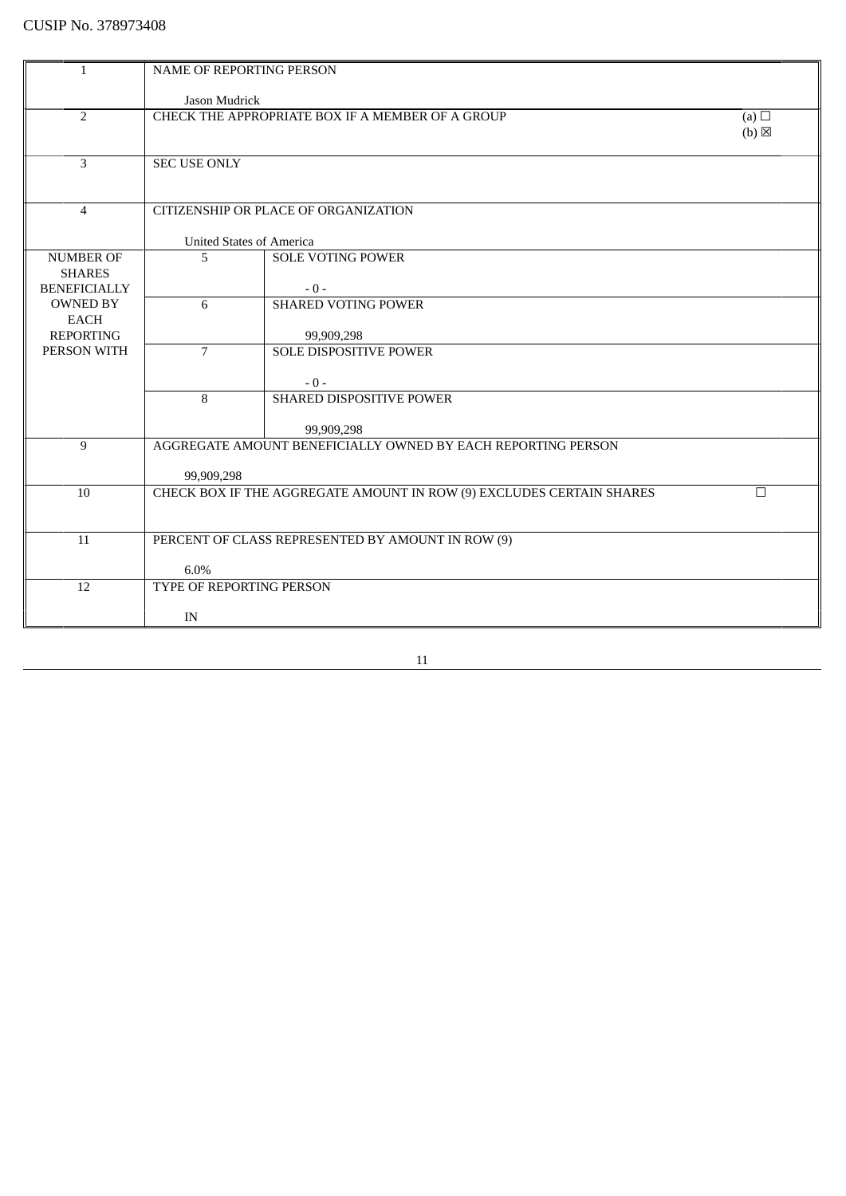CUSIP No. 378973408

| | | | |
|---|---|---|---|
| 1 | NAME OF REPORTING PERSON<br><br>Jason Mudrick | | |
| 2 | CHECK THE APPROPRIATE BOX IF A MEMBER OF A GROUP | | (a) ☐<br>(b) ☒ |
| 3 | SEC USE ONLY | | |
| 4 | CITIZENSHIP OR PLACE OF ORGANIZATION<br><br>United States of America | | |
| NUMBER OF SHARES BENEFICIALLY OWNED BY EACH REPORTING PERSON WITH | 5 | SOLE VOTING POWER<br><br>- 0 - | |
| | 6 | SHARED VOTING POWER<br><br>99,909,298 | |
| | 7 | SOLE DISPOSITIVE POWER<br><br>- 0 - | |
| | 8 | SHARED DISPOSITIVE POWER<br><br>99,909,298 | |
| 9 | AGGREGATE AMOUNT BENEFICIALLY OWNED BY EACH REPORTING PERSON<br><br>99,909,298 | | |
| 10 | CHECK BOX IF THE AGGREGATE AMOUNT IN ROW (9) EXCLUDES CERTAIN SHARES | | ☐ |
| 11 | PERCENT OF CLASS REPRESENTED BY AMOUNT IN ROW (9)<br><br>6.0% | | |
| 12 | TYPE OF REPORTING PERSON<br><br>IN | | |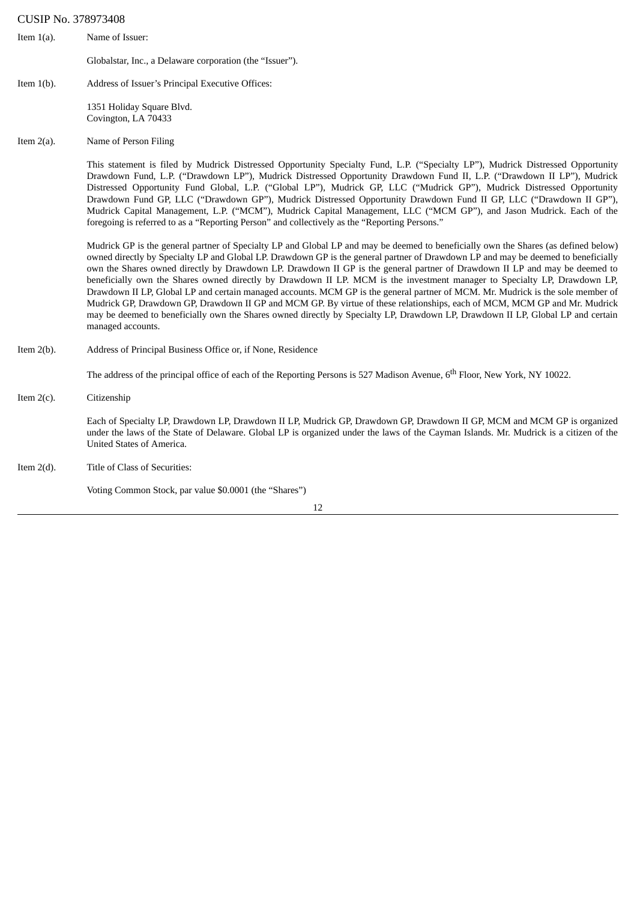CUSIP No. 378973408

Item 1(a). Name of Issuer:

Globalstar, Inc., a Delaware corporation (the "Issuer").

Item 1(b). Address of Issuer's Principal Executive Offices:

1351 Holiday Square Blvd.
Covington, LA 70433

Item 2(a). Name of Person Filing

This statement is filed by Mudrick Distressed Opportunity Specialty Fund, L.P. ("Specialty LP"), Mudrick Distressed Opportunity Drawdown Fund, L.P. ("Drawdown LP"), Mudrick Distressed Opportunity Drawdown Fund II, L.P. ("Drawdown II LP"), Mudrick Distressed Opportunity Fund Global, L.P. ("Global LP"), Mudrick GP, LLC ("Mudrick GP"), Mudrick Distressed Opportunity Drawdown Fund GP, LLC ("Drawdown GP"), Mudrick Distressed Opportunity Drawdown Fund II GP, LLC ("Drawdown II GP"), Mudrick Capital Management, L.P. ("MCM"), Mudrick Capital Management, LLC ("MCM GP"), and Jason Mudrick. Each of the foregoing is referred to as a "Reporting Person" and collectively as the "Reporting Persons."

Mudrick GP is the general partner of Specialty LP and Global LP and may be deemed to beneficially own the Shares (as defined below) owned directly by Specialty LP and Global LP. Drawdown GP is the general partner of Drawdown LP and may be deemed to beneficially own the Shares owned directly by Drawdown LP. Drawdown II GP is the general partner of Drawdown II LP and may be deemed to beneficially own the Shares owned directly by Drawdown II LP. MCM is the investment manager to Specialty LP, Drawdown LP, Drawdown II LP, Global LP and certain managed accounts. MCM GP is the general partner of MCM. Mr. Mudrick is the sole member of Mudrick GP, Drawdown GP, Drawdown II GP and MCM GP. By virtue of these relationships, each of MCM, MCM GP and Mr. Mudrick may be deemed to beneficially own the Shares owned directly by Specialty LP, Drawdown LP, Drawdown II LP, Global LP and certain managed accounts.

Item 2(b). Address of Principal Business Office or, if None, Residence

The address of the principal office of each of the Reporting Persons is 527 Madison Avenue, 6th Floor, New York, NY 10022.

Item 2(c). Citizenship

Each of Specialty LP, Drawdown LP, Drawdown II LP, Mudrick GP, Drawdown GP, Drawdown II GP, MCM and MCM GP is organized under the laws of the State of Delaware. Global LP is organized under the laws of the Cayman Islands. Mr. Mudrick is a citizen of the United States of America.

Item 2(d). Title of Class of Securities:

Voting Common Stock, par value $0.0001 (the "Shares")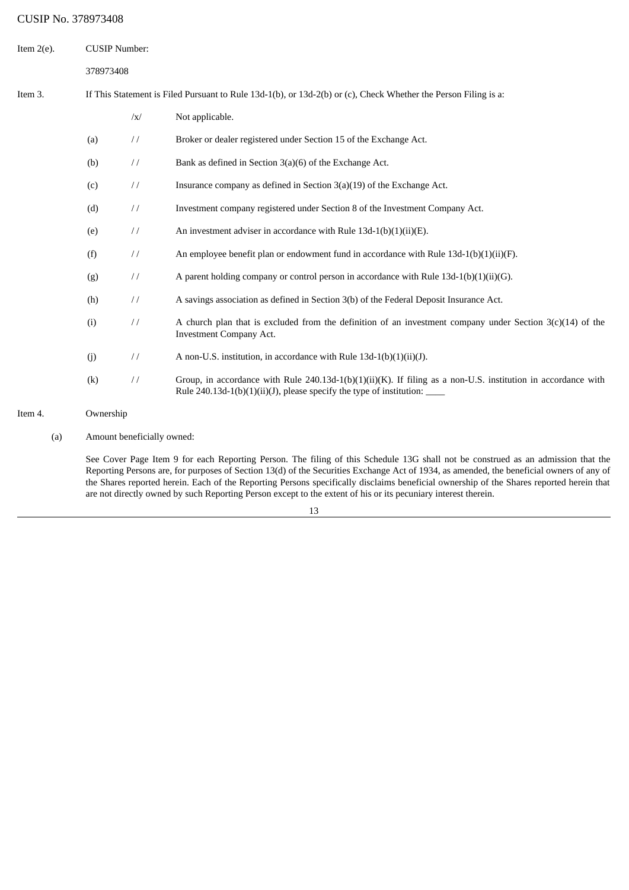CUSIP No. 378973408

Item 2(e). CUSIP Number:

378973408

Item 3. If This Statement is Filed Pursuant to Rule 13d-1(b), or 13d-2(b) or (c), Check Whether the Person Filing is a:

| | | |
|---|---|---|
| | /x/ | Not applicable. |
| (a) | / / | Broker or dealer registered under Section 15 of the Exchange Act. |
| (b) | / / | Bank as defined in Section 3(a)(6) of the Exchange Act. |
| (c) | / / | Insurance company as defined in Section 3(a)(19) of the Exchange Act. |
| (d) | / / | Investment company registered under Section 8 of the Investment Company Act. |
| (e) | / / | An investment adviser in accordance with Rule 13d-1(b)(1)(ii)(E). |
| (f) | / / | An employee benefit plan or endowment fund in accordance with Rule 13d-1(b)(1)(ii)(F). |
| (g) | / / | A parent holding company or control person in accordance with Rule 13d-1(b)(1)(ii)(G). |
| (h) | / / | A savings association as defined in Section 3(b) of the Federal Deposit Insurance Act. |
| (i) | / / | A church plan that is excluded from the definition of an investment company under Section 3(c)(14) of the Investment Company Act. |
| (j) | / / | A non-U.S. institution, in accordance with Rule 13d-1(b)(1)(ii)(J). |
| (k) | / / | Group, in accordance with Rule 240.13d-1(b)(1)(ii)(K). If filing as a non-U.S. institution in accordance with Rule 240.13d-1(b)(1)(ii)(J), please specify the type of institution: ____ |

Item 4. Ownership

(a) Amount beneficially owned:

See Cover Page Item 9 for each Reporting Person. The filing of this Schedule 13G shall not be construed as an admission that the Reporting Persons are, for purposes of Section 13(d) of the Securities Exchange Act of 1934, as amended, the beneficial owners of any of the Shares reported herein. Each of the Reporting Persons specifically disclaims beneficial ownership of the Shares reported herein that are not directly owned by such Reporting Person except to the extent of his or its pecuniary interest therein.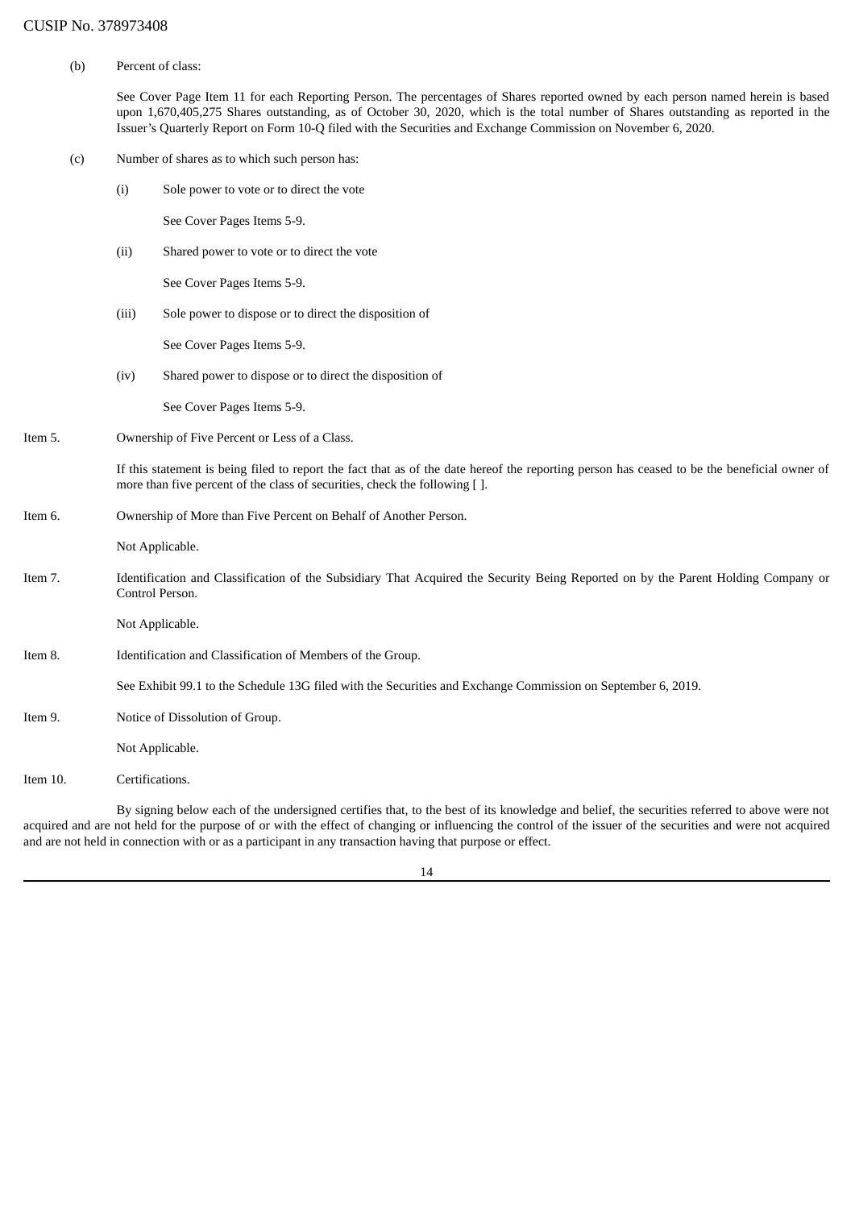(b) Percent of class:

See Cover Page Item 11 for each Reporting Person. The percentages of Shares reported owned by each person named herein is based upon 1,670,405,275 Shares outstanding, as of October 30, 2020, which is the total number of Shares outstanding as reported in the Issuer's Quarterly Report on Form 10-Q filed with the Securities and Exchange Commission on November 6, 2020.

(c) Number of shares as to which such person has:

(i) Sole power to vote or to direct the vote

See Cover Pages Items 5-9.

(ii) Shared power to vote or to direct the vote

See Cover Pages Items 5-9.

(iii) Sole power to dispose or to direct the disposition of

See Cover Pages Items 5-9.

(iv) Shared power to dispose or to direct the disposition of

See Cover Pages Items 5-9.

Item 5. Ownership of Five Percent or Less of a Class.

If this statement is being filed to report the fact that as of the date hereof the reporting person has ceased to be the beneficial owner of more than five percent of the class of securities, check the following [ ].

Item 6. Ownership of More than Five Percent on Behalf of Another Person.

Not Applicable.

Item 7. Identification and Classification of the Subsidiary That Acquired the Security Being Reported on by the Parent Holding Company or Control Person.

Not Applicable.

Item 8. Identification and Classification of Members of the Group.

See Exhibit 99.1 to the Schedule 13G filed with the Securities and Exchange Commission on September 6, 2019.

Item 9. Notice of Dissolution of Group.

Not Applicable.

Item 10. Certifications.

By signing below each of the undersigned certifies that, to the best of its knowledge and belief, the securities referred to above were not acquired and are not held for the purpose of or with the effect of changing or influencing the control of the issuer of the securities and were not acquired and are not held in connection with or as a participant in any transaction having that purpose or effect.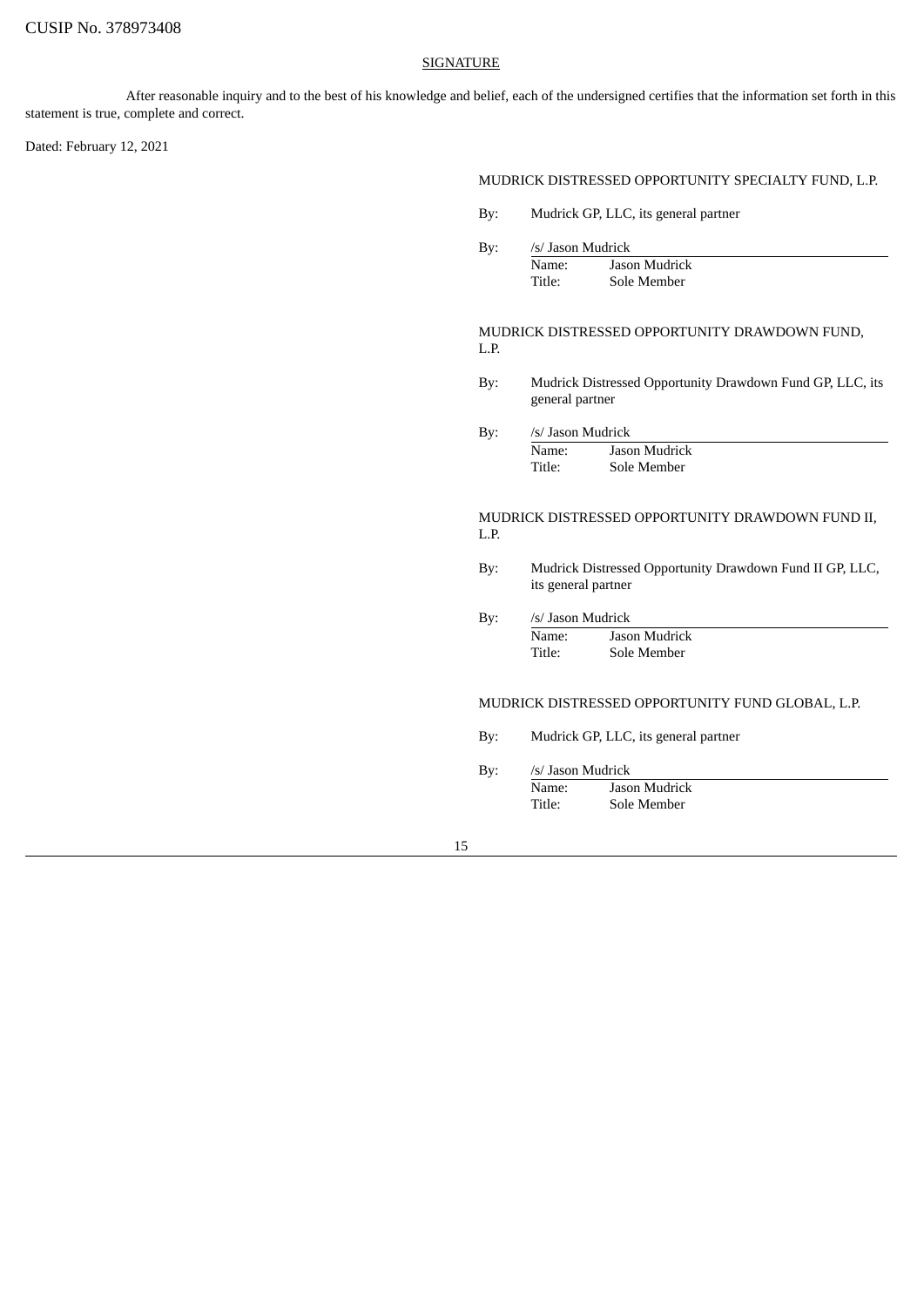CUSIP No. 378973408

## SIGNATURE

After reasonable inquiry and to the best of his knowledge and belief, each of the undersigned certifies that the information set forth in this statement is true, complete and correct.

Dated: February 12, 2021

MUDRICK DISTRESSED OPPORTUNITY SPECIALTY FUND, L.P.

By: Mudrick GP, LLC, its general partner

By: /s/ Jason Mudrick
Name: Jason Mudrick
Title: Sole Member

MUDRICK DISTRESSED OPPORTUNITY DRAWDOWN FUND, L.P.

By: Mudrick Distressed Opportunity Drawdown Fund GP, LLC, its general partner

By: /s/ Jason Mudrick
Name: Jason Mudrick
Title: Sole Member

MUDRICK DISTRESSED OPPORTUNITY DRAWDOWN FUND II, L.P.

By: Mudrick Distressed Opportunity Drawdown Fund II GP, LLC, its general partner

By: /s/ Jason Mudrick
Name: Jason Mudrick
Title: Sole Member

MUDRICK DISTRESSED OPPORTUNITY FUND GLOBAL, L.P.

By: Mudrick GP, LLC, its general partner

By: /s/ Jason Mudrick
Name: Jason Mudrick
Title: Sole Member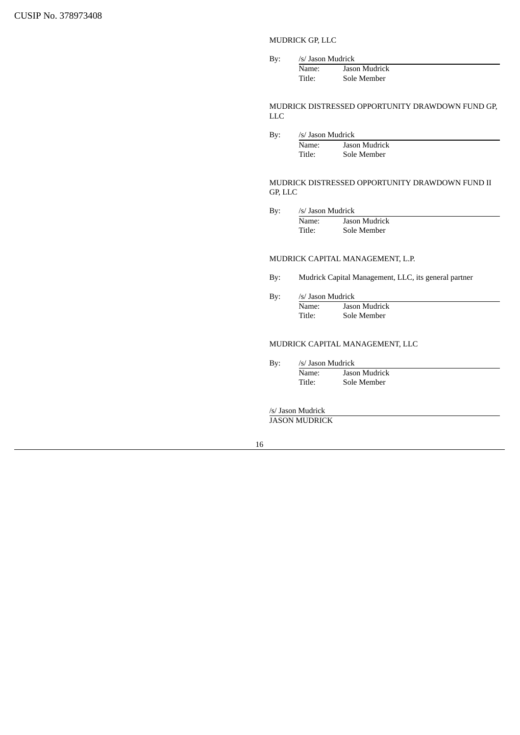CUSIP No. 378973408

MUDRICK GP, LLC

By: /s/ Jason Mudrick
Name: Jason Mudrick
Title: Sole Member

MUDRICK DISTRESSED OPPORTUNITY DRAWDOWN FUND GP, LLC

By: /s/ Jason Mudrick
Name: Jason Mudrick
Title: Sole Member

MUDRICK DISTRESSED OPPORTUNITY DRAWDOWN FUND II GP, LLC

By: /s/ Jason Mudrick
Name: Jason Mudrick
Title: Sole Member

MUDRICK CAPITAL MANAGEMENT, L.P.

By: Mudrick Capital Management, LLC, its general partner

By: /s/ Jason Mudrick
Name: Jason Mudrick
Title: Sole Member

MUDRICK CAPITAL MANAGEMENT, LLC

By: /s/ Jason Mudrick
Name: Jason Mudrick
Title: Sole Member

/s/ Jason Mudrick
JASON MUDRICK